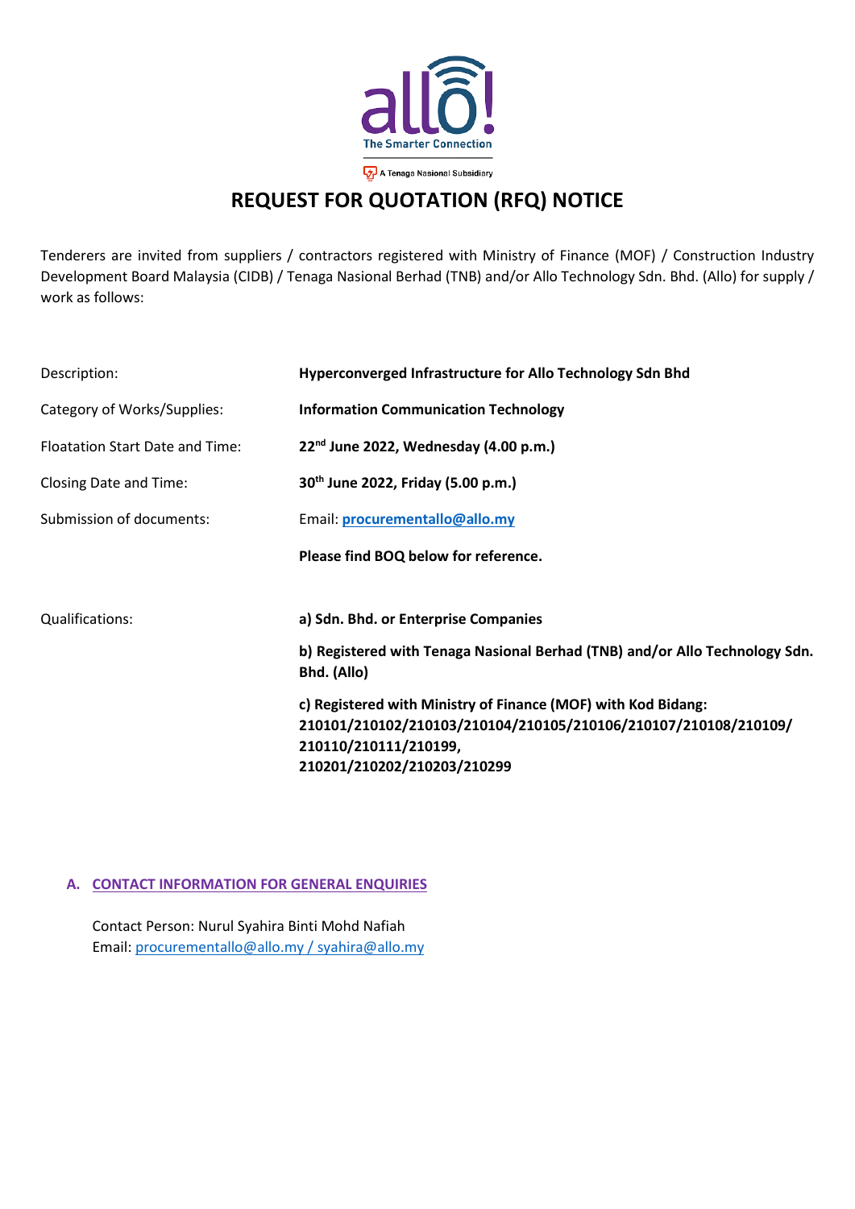allo! The Smarter Connection

A Tenaga Nasional Subsidiary

# REQUEST FOR QUOTATION (RFQ) NOTICE

Tenderers are invited from suppliers / contractors registered with Ministry of Finance (MOF) / Construction Industry Development Board Malaysia (CIDB) / Tenaga Nasional Berhad (TNB) and/or Allo Technology Sdn. Bhd. (Allo) for supply / work as follows:

| | |
|---|---|
| Description: | **Hyperconverged Infrastructure for Allo Technology Sdn Bhd** |
| Category of Works/Supplies: | **Information Communication Technology** |
| Floatation Start Date and Time: | **22nd June 2022, Wednesday (4.00 p.m.)** |
| Closing Date and Time: | **30th June 2022, Friday (5.00 p.m.)** |
| Submission of documents: | Email: **procurementallo@allo.my** |
| | **Please find BOQ below for reference.** |
| Qualifications: | **a) Sdn. Bhd. or Enterprise Companies** |
| | **b) Registered with Tenaga Nasional Berhad (TNB) and/or Allo Technology Sdn. Bhd. (Allo)** |
| | **c) Registered with Ministry of Finance (MOF) with Kod Bidang: 210101/210102/210103/210104/210105/210106/210107/210108/210109/ 210110/210111/210199, 210201/210202/210203/210299** |

## A. CONTACT INFORMATION FOR GENERAL ENQUIRIES

Contact Person: Nurul Syahira Binti Mohd Nafiah
Email: procurementallo@allo.my / syahira@allo.my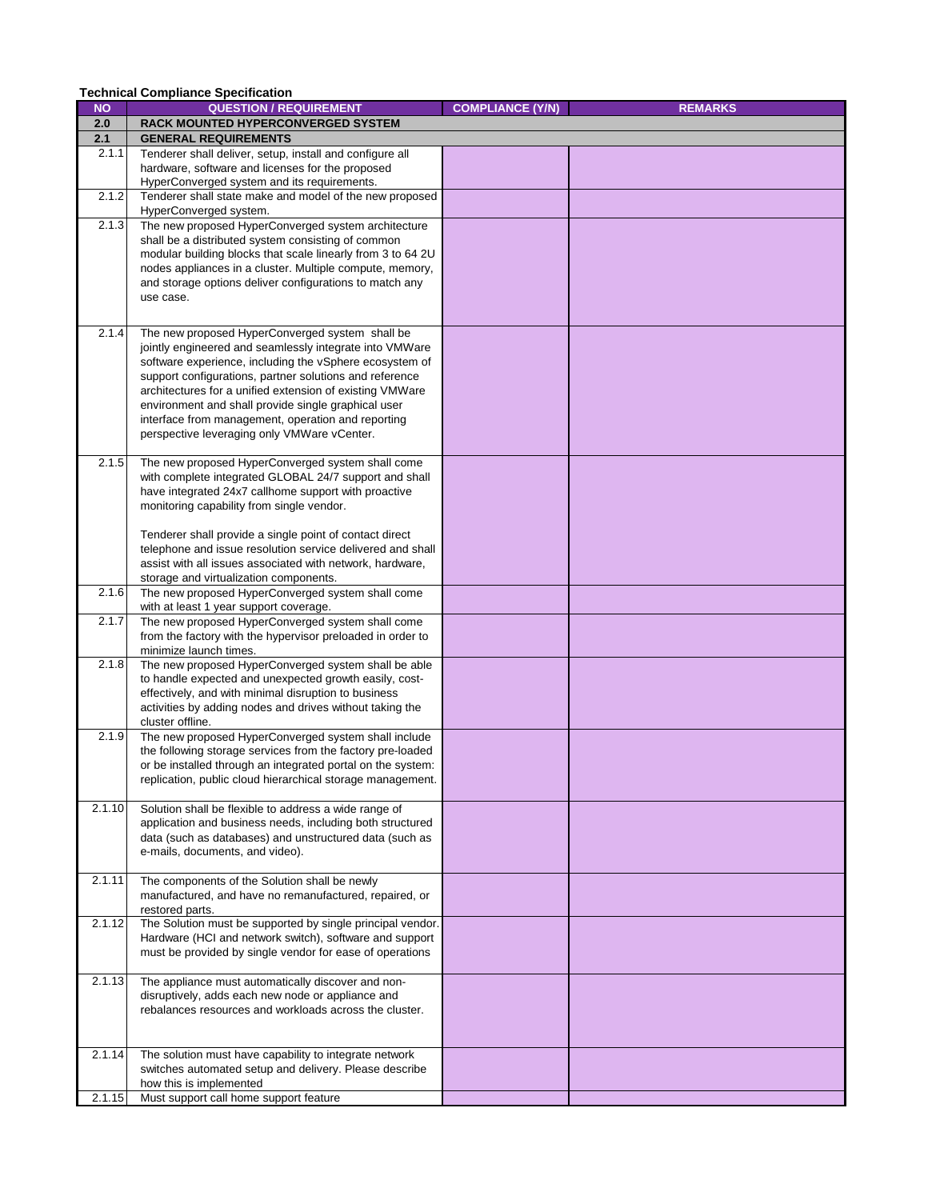**Technical Compliance Specification**

| NO | QUESTION / REQUIREMENT | COMPLIANCE (Y/N) | REMARKS |
|---|---|---|---|
| **2.0** | **RACK MOUNTED HYPERCONVERGED SYSTEM** | | |
| **2.1** | **GENERAL REQUIREMENTS** | | |
| 2.1.1 | Tenderer shall deliver, setup, install and configure all hardware, software and licenses for the proposed HyperConverged system and its requirements. | | |
| 2.1.2 | Tenderer shall state make and model of the new proposed HyperConverged system. | | |
| 2.1.3 | The new proposed HyperConverged system architecture shall be a distributed system consisting of common modular building blocks that scale linearly from 3 to 64 2U nodes appliances in a cluster. Multiple compute, memory, and storage options deliver configurations to match any use case. | | |
| 2.1.4 | The new proposed HyperConverged system shall be jointly engineered and seamlessly integrate into VMWare software experience, including the vSphere ecosystem of support configurations, partner solutions and reference architectures for a unified extension of existing VMWare environment and shall provide single graphical user interface from management, operation and reporting perspective leveraging only VMWare vCenter. | | |
| 2.1.5 | The new proposed HyperConverged system shall come with complete integrated GLOBAL 24/7 support and shall have integrated 24x7 callhome support with proactive monitoring capability from single vendor.<br><br>Tenderer shall provide a single point of contact direct telephone and issue resolution service delivered and shall assist with all issues associated with network, hardware, storage and virtualization components. | | |
| 2.1.6 | The new proposed HyperConverged system shall come with at least 1 year support coverage. | | |
| 2.1.7 | The new proposed HyperConverged system shall come from the factory with the hypervisor preloaded in order to minimize launch times. | | |
| 2.1.8 | The new proposed HyperConverged system shall be able to handle expected and unexpected growth easily, cost-effectively, and with minimal disruption to business activities by adding nodes and drives without taking the cluster offline. | | |
| 2.1.9 | The new proposed HyperConverged system shall include the following storage services from the factory pre-loaded or be installed through an integrated portal on the system: replication, public cloud hierarchical storage management. | | |
| 2.1.10 | Solution shall be flexible to address a wide range of application and business needs, including both structured data (such as databases) and unstructured data (such as e-mails, documents, and video). | | |
| 2.1.11 | The components of the Solution shall be newly manufactured, and have no remanufactured, repaired, or restored parts. | | |
| 2.1.12 | The Solution must be supported by single principal vendor. Hardware (HCI and network switch), software and support must be provided by single vendor for ease of operations | | |
| 2.1.13 | The appliance must automatically discover and non-disruptively, adds each new node or appliance and rebalances resources and workloads across the cluster. | | |
| 2.1.14 | The solution must have capability to integrate network switches automated setup and delivery. Please describe how this is implemented | | |
| 2.1.15 | Must support call home support feature | | |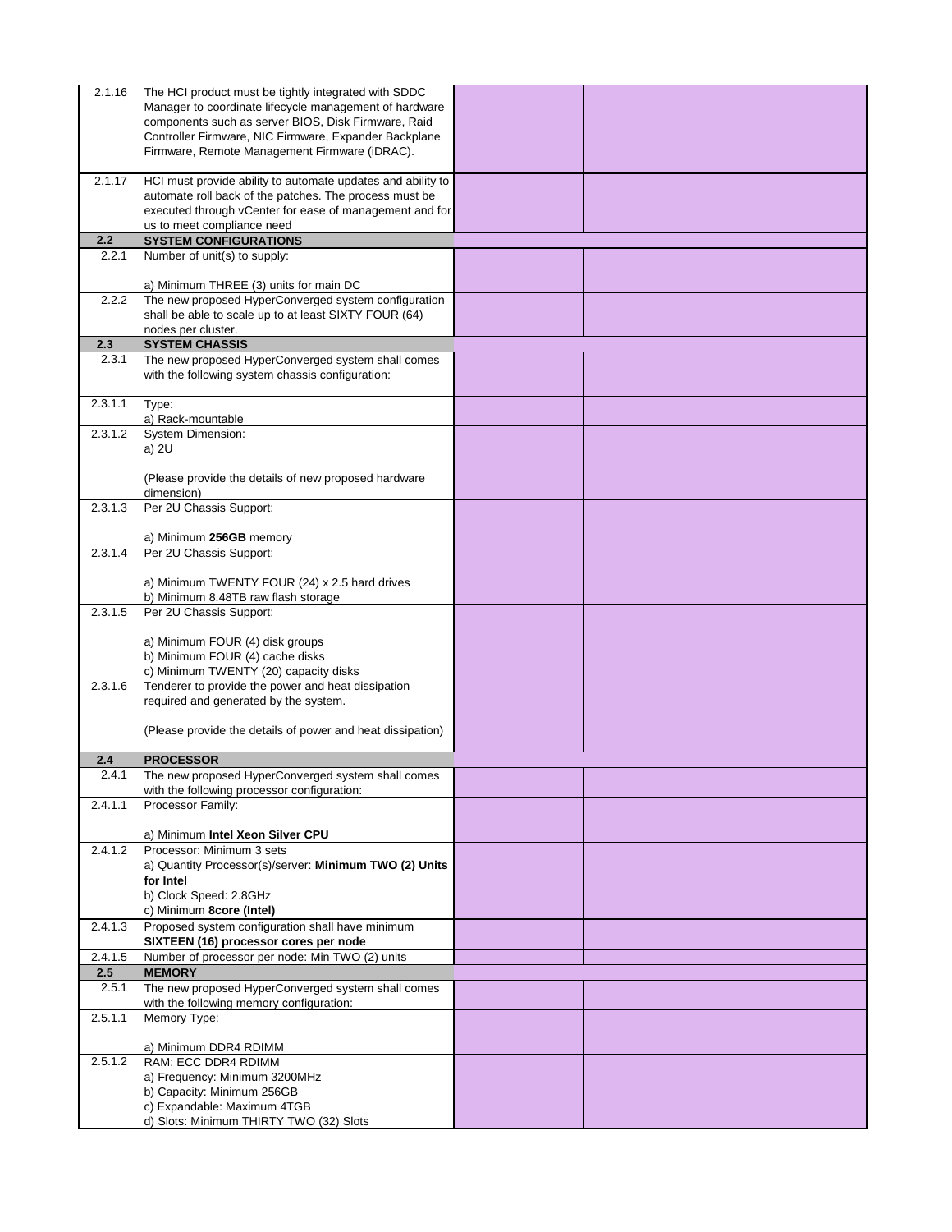| | | | |
|---|---|---|---|
| 2.1.16 | The HCI product must be tightly integrated with SDDC Manager to coordinate lifecycle management of hardware components such as server BIOS, Disk Firmware, Raid Controller Firmware, NIC Firmware, Expander Backplane Firmware, Remote Management Firmware (iDRAC). | | |
| 2.1.17 | HCI must provide ability to automate updates and ability to automate roll back of the patches. The process must be executed through vCenter for ease of management and for us to meet compliance need | | |
| **2.2** | **SYSTEM CONFIGURATIONS** | | |
| 2.2.1 | Number of unit(s) to supply:<br><br>a) Minimum THREE (3) units for main DC | | |
| 2.2.2 | The new proposed HyperConverged system configuration shall be able to scale up to at least SIXTY FOUR (64) nodes per cluster. | | |
| **2.3** | **SYSTEM CHASSIS** | | |
| 2.3.1 | The new proposed HyperConverged system shall comes with the following system chassis configuration: | | |
| 2.3.1.1 | Type:<br>a) Rack-mountable | | |
| 2.3.1.2 | System Dimension:<br>a) 2U<br><br>(Please provide the details of new proposed hardware dimension) | | |
| 2.3.1.3 | Per 2U Chassis Support:<br><br>a) Minimum **256GB** memory | | |
| 2.3.1.4 | Per 2U Chassis Support:<br><br>a) Minimum TWENTY FOUR (24) x 2.5 hard drives<br>b) Minimum 8.48TB raw flash storage | | |
| 2.3.1.5 | Per 2U Chassis Support:<br><br>a) Minimum FOUR (4) disk groups<br>b) Minimum FOUR (4) cache disks<br>c) Minimum TWENTY (20) capacity disks | | |
| 2.3.1.6 | Tenderer to provide the power and heat dissipation required and generated by the system.<br><br>(Please provide the details of power and heat dissipation) | | |
| **2.4** | **PROCESSOR** | | |
| 2.4.1 | The new proposed HyperConverged system shall comes with the following processor configuration: | | |
| 2.4.1.1 | Processor Family:<br><br>a) Minimum **Intel Xeon Silver CPU** | | |
| 2.4.1.2 | Processor: Minimum 3 sets<br>a) Quantity Processor(s)/server: **Minimum TWO (2) Units for Intel**<br>b) Clock Speed: 2.8GHz<br>c) Minimum **8core (Intel)** | | |
| 2.4.1.3 | Proposed system configuration shall have minimum **SIXTEEN (16) processor cores per node** | | |
| 2.4.1.5 | Number of processor per node: Min TWO (2) units | | |
| **2.5** | **MEMORY** | | |
| 2.5.1 | The new proposed HyperConverged system shall comes with the following memory configuration: | | |
| 2.5.1.1 | Memory Type:<br><br>a) Minimum DDR4 RDIMM | | |
| 2.5.1.2 | RAM: ECC DDR4 RDIMM<br>a) Frequency: Minimum 3200MHz<br>b) Capacity: Minimum 256GB<br>c) Expandable: Maximum 4TGB<br>d) Slots: Minimum THIRTY TWO (32) Slots | | |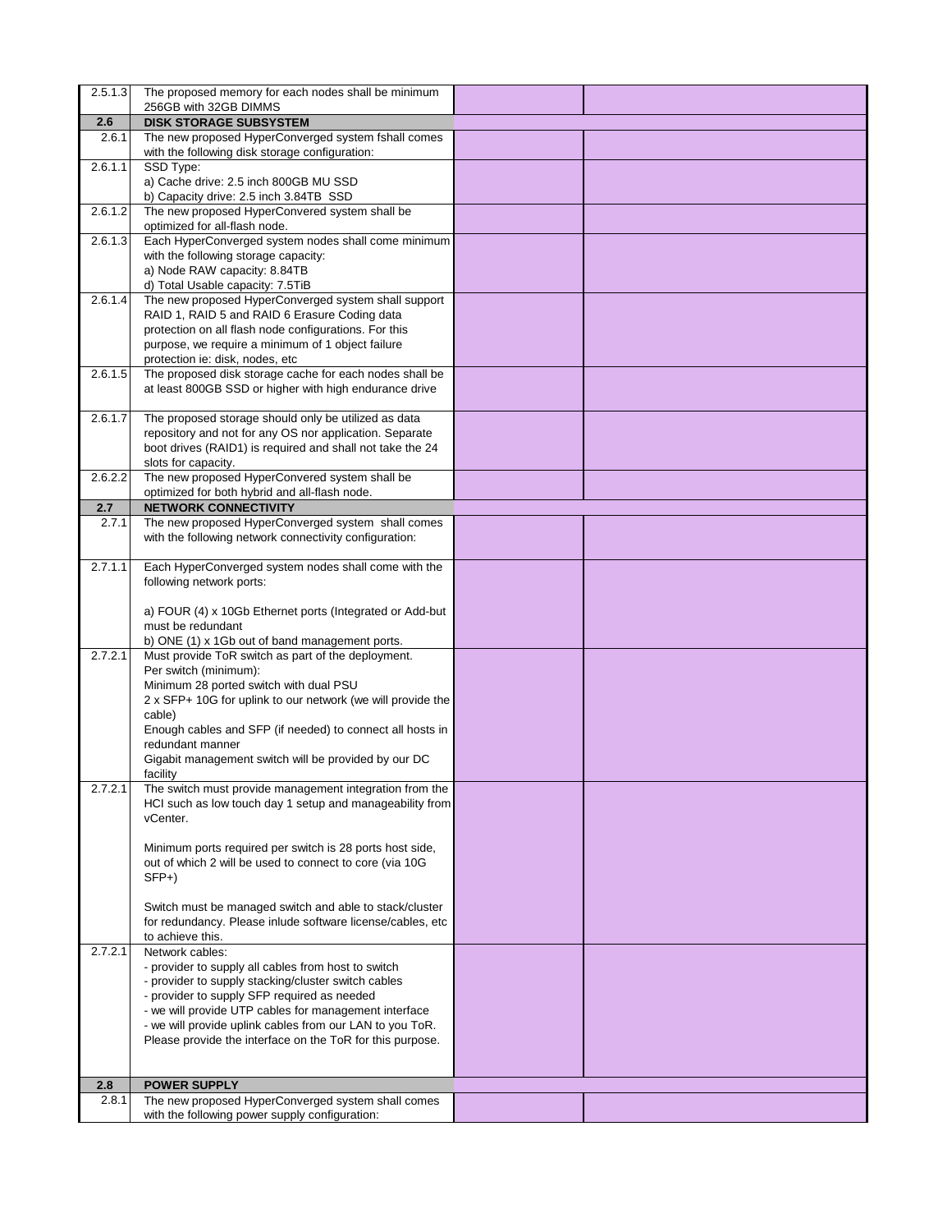| | | | |
|---|---|---|---|
| 2.5.1.3 | The proposed memory for each nodes shall be minimum 256GB with 32GB DIMMS | | |
| **2.6** | **DISK STORAGE SUBSYSTEM** | | |
| 2.6.1 | The new proposed HyperConverged system fshall comes with the following disk storage configuration: | | |
| 2.6.1.1 | SSD Type:<br>a) Cache drive: 2.5 inch 800GB MU SSD<br>b) Capacity drive: 2.5 inch 3.84TB SSD | | |
| 2.6.1.2 | The new proposed HyperConvered system shall be optimized for all-flash node. | | |
| 2.6.1.3 | Each HyperConverged system nodes shall come minimum with the following storage capacity:<br>a) Node RAW capacity: 8.84TB<br>d) Total Usable capacity: 7.5TiB | | |
| 2.6.1.4 | The new proposed HyperConverged system shall support RAID 1, RAID 5 and RAID 6 Erasure Coding data protection on all flash node configurations. For this purpose, we require a minimum of 1 object failure protection ie: disk, nodes, etc | | |
| 2.6.1.5 | The proposed disk storage cache for each nodes shall be at least 800GB SSD or higher with high endurance drive | | |
| 2.6.1.7 | The proposed storage should only be utilized as data repository and not for any OS nor application. Separate boot drives (RAID1) is required and shall not take the 24 slots for capacity. | | |
| 2.6.2.2 | The new proposed HyperConvered system shall be optimized for both hybrid and all-flash node. | | |
| **2.7** | **NETWORK CONNECTIVITY** | | |
| 2.7.1 | The new proposed HyperConverged system shall comes with the following network connectivity configuration: | | |
| 2.7.1.1 | Each HyperConverged system nodes shall come with the following network ports:<br><br>a) FOUR (4) x 10Gb Ethernet ports (Integrated or Add-but must be redundant<br>b) ONE (1) x 1Gb out of band management ports. | | |
| 2.7.2.1 | Must provide ToR switch as part of the deployment.<br>Per switch (minimum):<br>Minimum 28 ported switch with dual PSU<br>2 x SFP+ 10G for uplink to our network (we will provide the cable)<br>Enough cables and SFP (if needed) to connect all hosts in redundant manner<br>Gigabit management switch will be provided by our DC facility | | |
| 2.7.2.1 | The switch must provide management integration from the HCI such as low touch day 1 setup and manageability from vCenter.<br><br>Minimum ports required per switch is 28 ports host side, out of which 2 will be used to connect to core (via 10G SFP+)<br><br>Switch must be managed switch and able to stack/cluster for redundancy. Please inlude software license/cables, etc to achieve this. | | |
| 2.7.2.1 | Network cables:<br>- provider to supply all cables from host to switch<br>- provider to supply stacking/cluster switch cables<br>- provider to supply SFP required as needed<br>- we will provide UTP cables for management interface<br>- we will provide uplink cables from our LAN to you ToR. Please provide the interface on the ToR for this purpose. | | |
| **2.8** | **POWER SUPPLY** | | |
| 2.8.1 | The new proposed HyperConverged system shall comes with the following power supply configuration: | | |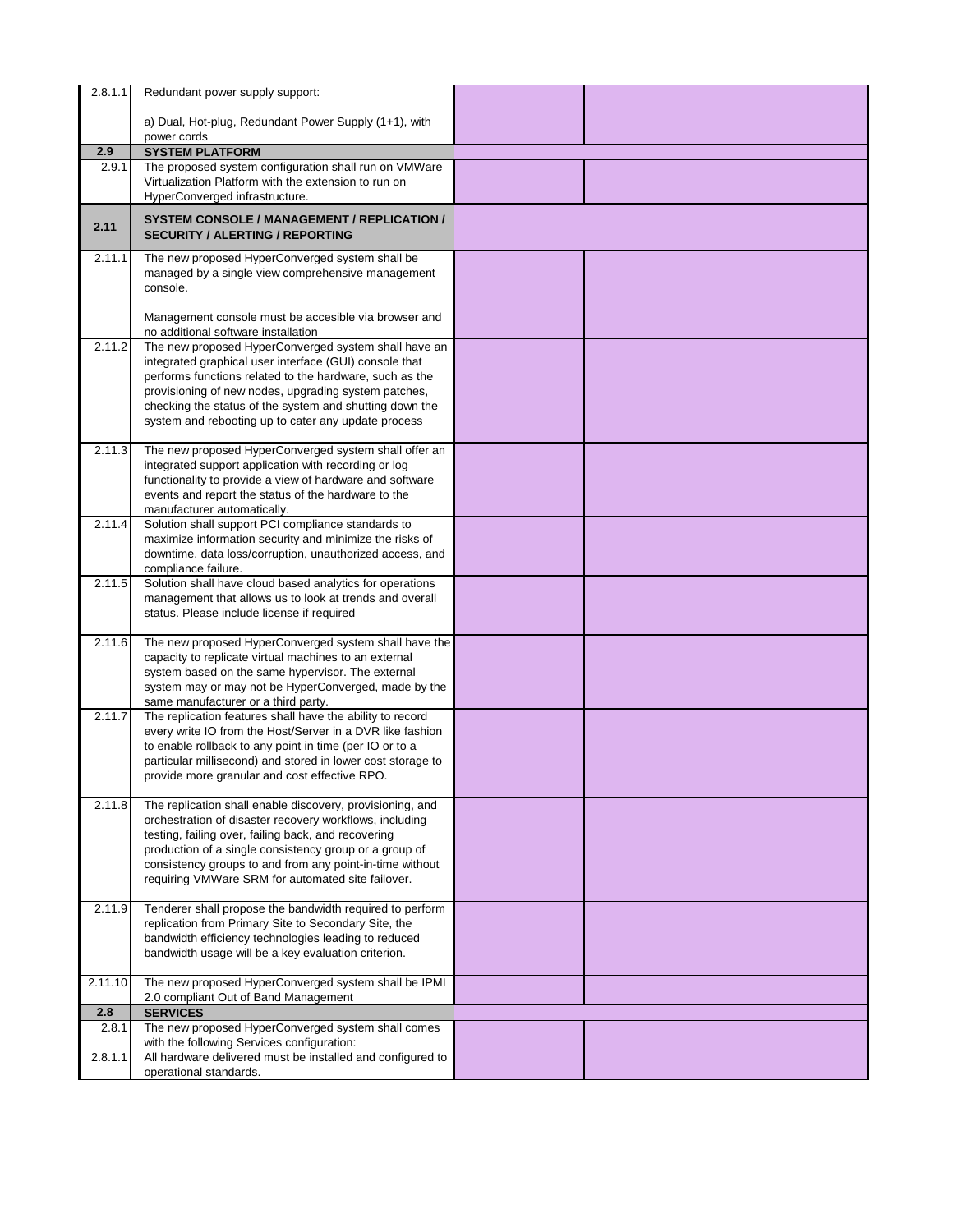| | | | |
|---|---|---|---|
| 2.8.1.1 | Redundant power supply support:<br><br>a) Dual, Hot-plug, Redundant Power Supply (1+1), with power cords | | |
| **2.9** | **SYSTEM PLATFORM** | | |
| 2.9.1 | The proposed system configuration shall run on VMWare Virtualization Platform with the extension to run on HyperConverged infrastructure. | | |
| **2.11** | **SYSTEM CONSOLE / MANAGEMENT / REPLICATION / SECURITY / ALERTING / REPORTING** | | |
| 2.11.1 | The new proposed HyperConverged system shall be managed by a single view comprehensive management console.<br><br>Management console must be accesible via browser and no additional software installation | | |
| 2.11.2 | The new proposed HyperConverged system shall have an integrated graphical user interface (GUI) console that performs functions related to the hardware, such as the provisioning of new nodes, upgrading system patches, checking the status of the system and shutting down the system and rebooting up to cater any update process | | |
| 2.11.3 | The new proposed HyperConverged system shall offer an integrated support application with recording or log functionality to provide a view of hardware and software events and report the status of the hardware to the manufacturer automatically. | | |
| 2.11.4 | Solution shall support PCI compliance standards to maximize information security and minimize the risks of downtime, data loss/corruption, unauthorized access, and compliance failure. | | |
| 2.11.5 | Solution shall have cloud based analytics for operations management that allows us to look at trends and overall status. Please include license if required | | |
| 2.11.6 | The new proposed HyperConverged system shall have the capacity to replicate virtual machines to an external system based on the same hypervisor. The external system may or may not be HyperConverged, made by the same manufacturer or a third party. | | |
| 2.11.7 | The replication features shall have the ability to record every write IO from the Host/Server in a DVR like fashion to enable rollback to any point in time (per IO or to a particular millisecond) and stored in lower cost storage to provide more granular and cost effective RPO. | | |
| 2.11.8 | The replication shall enable discovery, provisioning, and orchestration of disaster recovery workflows, including testing, failing over, failing back, and recovering production of a single consistency group or a group of consistency groups to and from any point-in-time without requiring VMWare SRM for automated site failover. | | |
| 2.11.9 | Tenderer shall propose the bandwidth required to perform replication from Primary Site to Secondary Site, the bandwidth efficiency technologies leading to reduced bandwidth usage will be a key evaluation criterion. | | |
| 2.11.10 | The new proposed HyperConverged system shall be IPMI 2.0 compliant Out of Band Management | | |
| **2.8** | **SERVICES** | | |
| 2.8.1 | The new proposed HyperConverged system shall comes with the following Services configuration: | | |
| 2.8.1.1 | All hardware delivered must be installed and configured to operational standards. | | |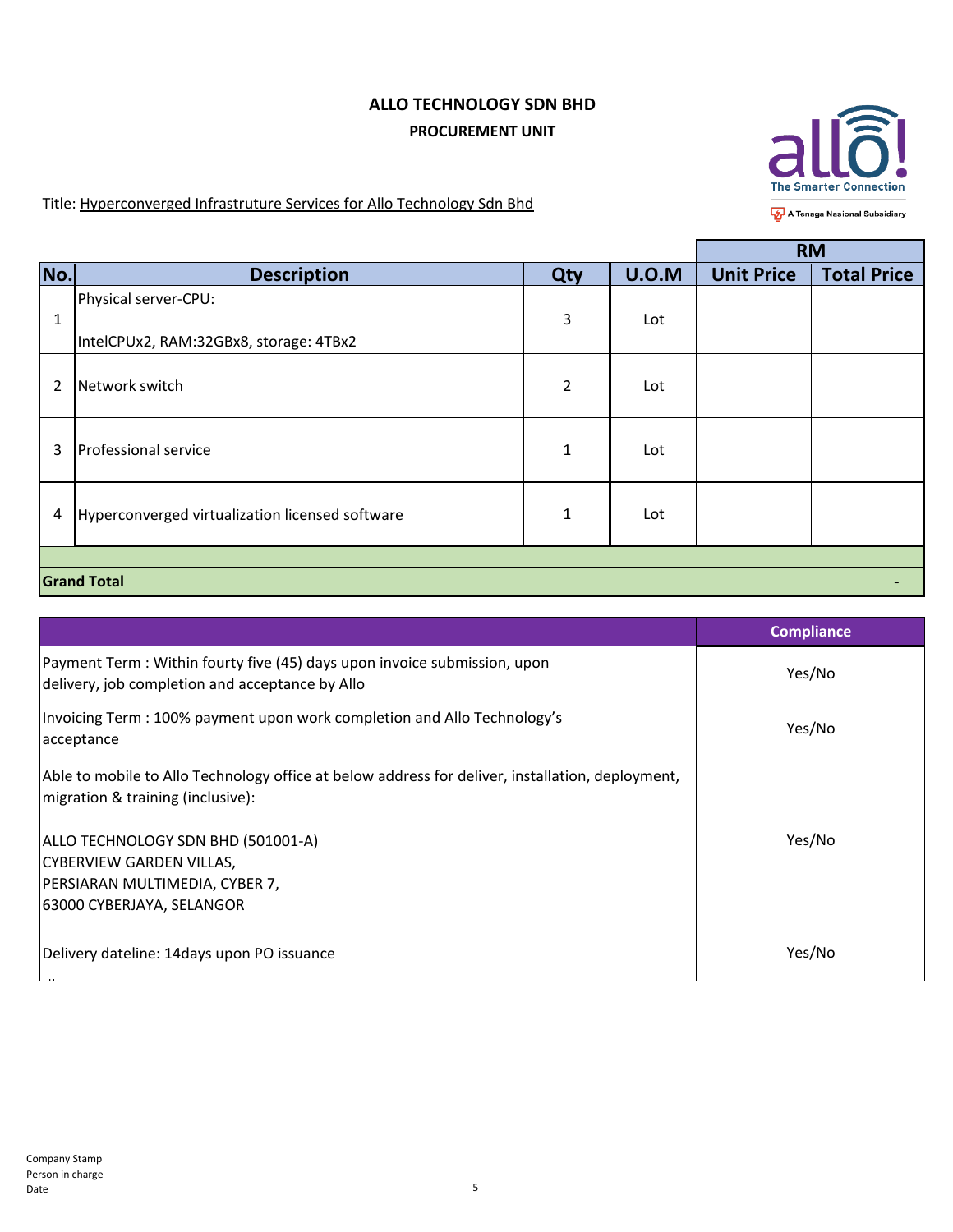**ALLO TECHNOLOGY SDN BHD**

**PROCUREMENT UNIT**

Title: Hyperconverged Infrastruture Services for Allo Technology Sdn Bhd

| No. | Description | Qty | U.O.M | RM Unit Price | RM Total Price |
|---|---|---|---|---|---|
| 1 | Physical server-CPU: IntelCPUx2, RAM:32GBx8, storage: 4TBx2 | 3 | Lot | | |
| 2 | Network switch | 2 | Lot | | |
| 3 | Professional service | 1 | Lot | | |
| 4 | Hyperconverged virtualization licensed software | 1 | Lot | | |
| **Grand Total** | | | | | - |

| | Compliance |
|---|---|
| Payment Term : Within fourty five (45) days upon invoice submission, upon delivery, job completion and acceptance by Allo | Yes/No |
| Invoicing Term : 100% payment upon work completion and Allo Technology's acceptance | Yes/No |
| Able to mobile to Allo Technology office at below address for deliver, installation, deployment, migration & training (inclusive):<br><br>ALLO TECHNOLOGY SDN BHD (501001-A)<br>CYBERVIEW GARDEN VILLAS,<br>PERSIARAN MULTIMEDIA, CYBER 7,<br>63000 CYBERJAYA, SELANGOR | Yes/No |
| Delivery dateline: 14days upon PO issuance | Yes/No |

Company Stamp
Person in charge
Date